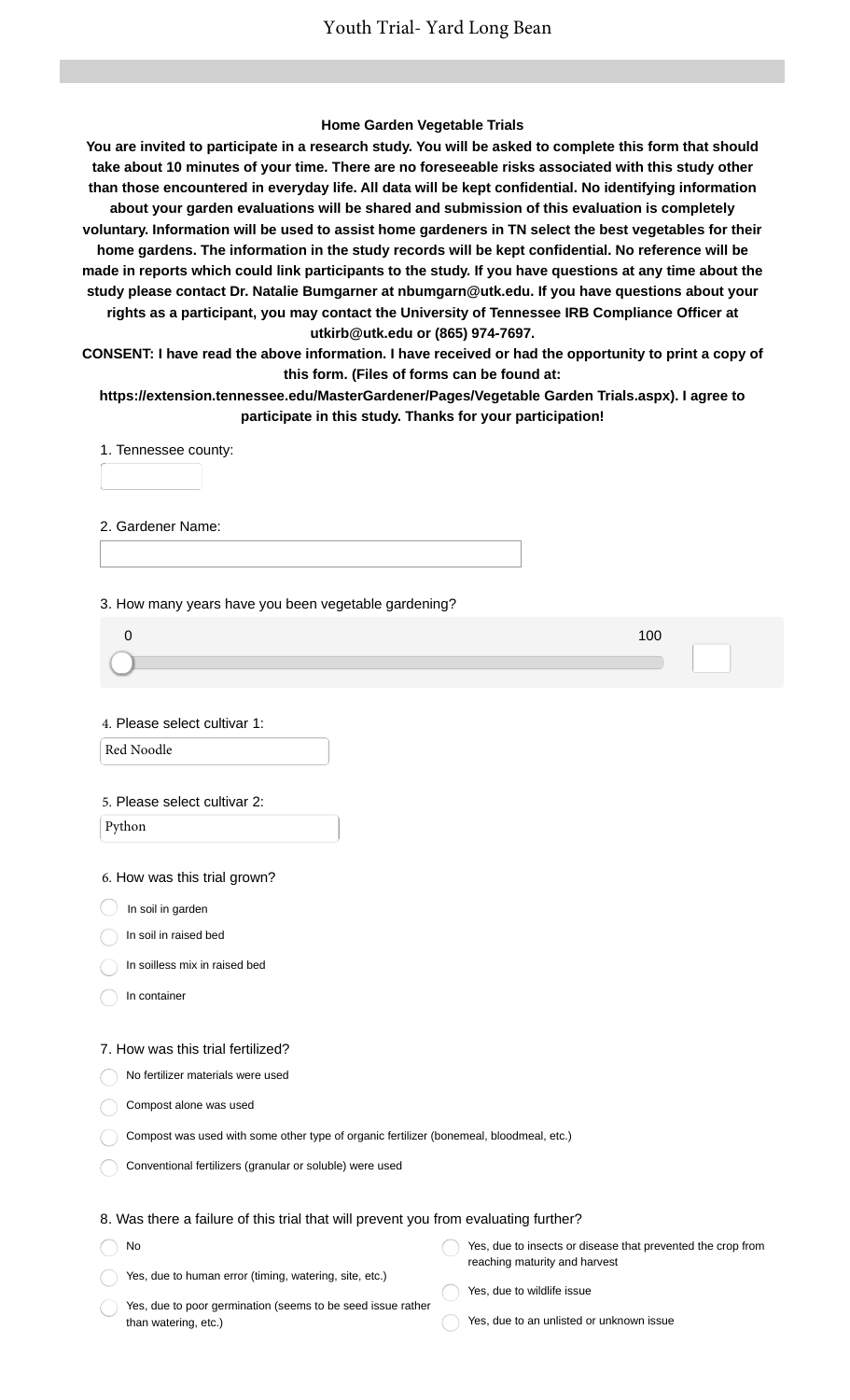# Youth Trial- Yard Long Bean

**Home Garden Vegetable Trials**

**You are invited to participate in a research study. You will be asked to complete this form that should take about 10 minutes of your time. There are no foreseeable risks associated with this study other than those encountered in everyday life. All data will be kept confidential. No identifying information about your garden evaluations will be shared and submission of this evaluation is completely voluntary. Information will be used to assist home gardeners in TN select the best vegetables for their home gardens. The information in the study records will be kept confidential. No reference will be made in reports which could link participants to the study. If you have questions at any time about the study please contact Dr. Natalie Bumgarner at nbumgarn@utk.edu. If you have questions about your rights as a participant, you may contact the University of Tennessee IRB Compliance Officer at utkirb@utk.edu or (865) 974-7697.**

**CONSENT: I have read the above information. I have received or had the opportunity to print a copy of this form. (Files of forms can be found at: https://extension.tennessee.edu/MasterGardener/Pages/Vegetable Garden Trials.aspx). I agree to participate in this study. Thanks for your participation!**

1. Tennessee county:

2. Gardener Name:

3. How many years have you been vegetable gardening?

0 — 100

4. Please select cultivar 1:

Red Noodle

5. Please select cultivar 2:

Python

6. How was this trial grown?

- In soil in garden
- In soil in raised bed
- In soilless mix in raised bed
- In container

7. How was this trial fertilized?

- No fertilizer materials were used
- Compost alone was used
- Compost was used with some other type of organic fertilizer (bonemeal, bloodmeal, etc.)
- Conventional fertilizers (granular or soluble) were used

8. Was there a failure of this trial that will prevent you from evaluating further?

- No
- Yes, due to human error (timing, watering, site, etc.)
- Yes, due to poor germination (seems to be seed issue rather than watering, etc.)
- Yes, due to insects or disease that prevented the crop from reaching maturity and harvest
- Yes, due to wildlife issue
- Yes, due to an unlisted or unknown issue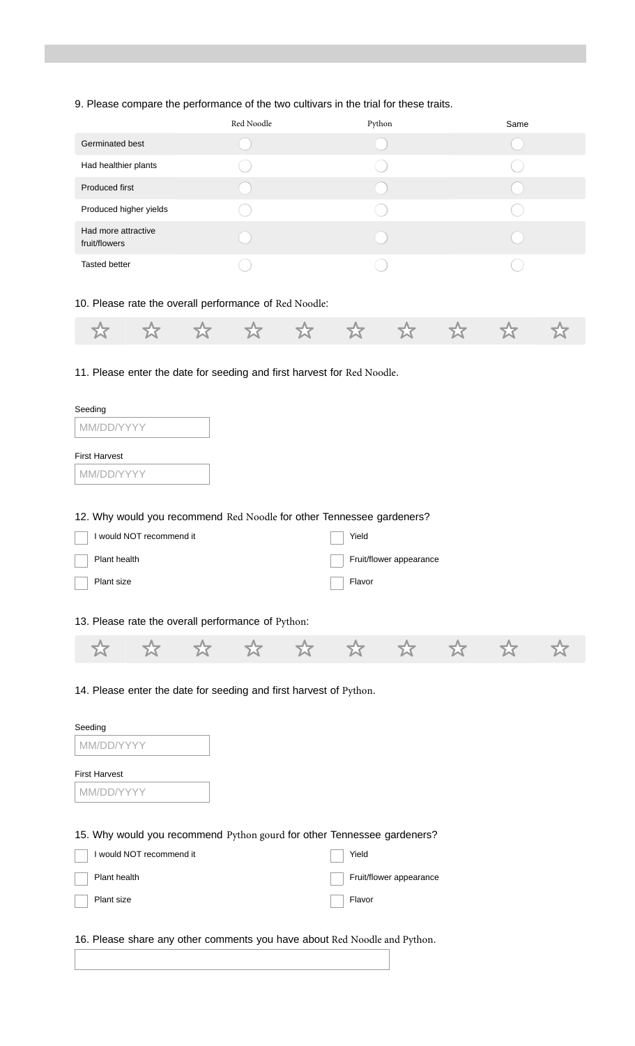9. Please compare the performance of the two cultivars in the trial for these traits.

| | Red Noodle | Python | Same |
|---|---|---|---|
| Germinated best | ◯ | ◯ | ◯ |
| Had healthier plants | ◯ | ◯ | ◯ |
| Produced first | ◯ | ◯ | ◯ |
| Produced higher yields | ◯ | ◯ | ◯ |
| Had more attractive fruit/flowers | ◯ | ◯ | ◯ |
| Tasted better | ◯ | ◯ | ◯ |

10. Please rate the overall performance of Red Noodle:

☆ ☆ ☆ ☆ ☆ ☆ ☆ ☆ ☆ ☆

11. Please enter the date for seeding and first harvest for Red Noodle.

Seeding

MM/DD/YYYY

First Harvest

MM/DD/YYYY

12. Why would you recommend Red Noodle for other Tennessee gardeners?

- ☐ I would NOT recommend it
- ☐ Plant health
- ☐ Plant size
- ☐ Yield
- ☐ Fruit/flower appearance
- ☐ Flavor

13. Please rate the overall performance of Python:

☆ ☆ ☆ ☆ ☆ ☆ ☆ ☆ ☆ ☆

14. Please enter the date for seeding and first harvest of Python.

Seeding

MM/DD/YYYY

First Harvest

MM/DD/YYYY

15. Why would you recommend Python gourd for other Tennessee gardeners?

- ☐ I would NOT recommend it
- ☐ Plant health
- ☐ Plant size
- ☐ Yield
- ☐ Fruit/flower appearance
- ☐ Flavor

16. Please share any other comments you have about Red Noodle and Python.